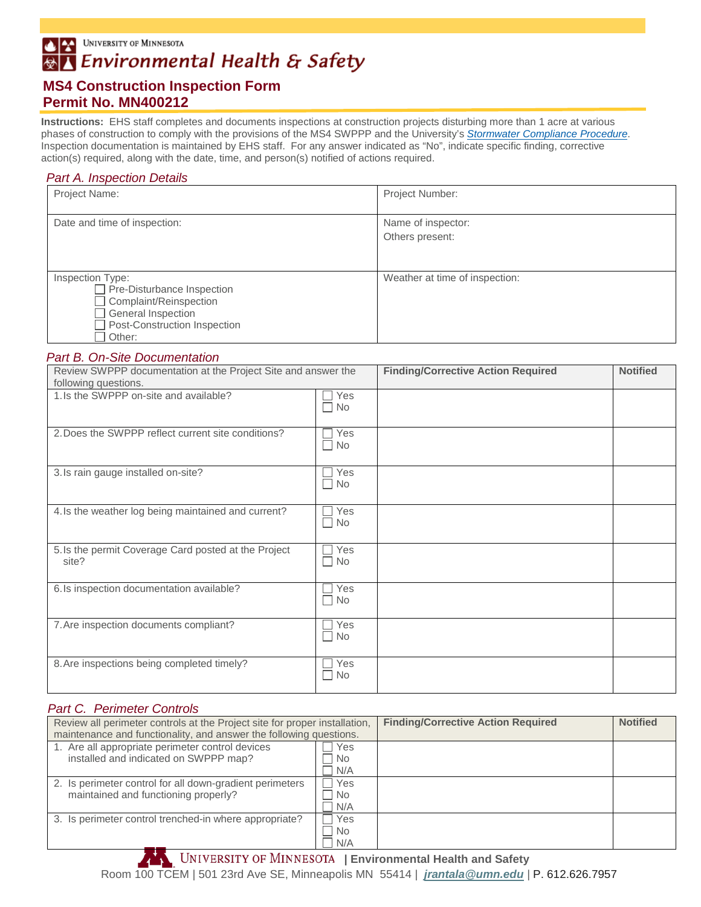University of Minnesota
Environmental Health & Safety

# MS4 Construction Inspection Form
# Permit No. MN400212

**Instructions:** EHS staff completes and documents inspections at construction projects disturbing more than 1 acre at various phases of construction to comply with the provisions of the MS4 SWPPP and the University's *Stormwater Compliance Procedure*. Inspection documentation is maintained by EHS staff. For any answer indicated as "No", indicate specific finding, corrective action(s) required, along with the date, time, and person(s) notified of actions required.

## *Part A. Inspection Details*

| Project Name: | Project Number: |
|---|---|
| Date and time of inspection: | Name of inspector:<br>Others present: |
| Inspection Type:<br>☐ Pre-Disturbance Inspection<br>☐ Complaint/Reinspection<br>☐ General Inspection<br>☐ Post-Construction Inspection<br>☐ Other: | Weather at time of inspection: |

## *Part B. On-Site Documentation*

| Review SWPPP documentation at the Project Site and answer the following questions. | | Finding/Corrective Action Required | Notified |
|---|---|---|---|
| 1. Is the SWPPP on-site and available? | ☐ Yes<br>☐ No | | |
| 2. Does the SWPPP reflect current site conditions? | ☐ Yes<br>☐ No | | |
| 3. Is rain gauge installed on-site? | ☐ Yes<br>☐ No | | |
| 4. Is the weather log being maintained and current? | ☐ Yes<br>☐ No | | |
| 5. Is the permit Coverage Card posted at the Project site? | ☐ Yes<br>☐ No | | |
| 6. Is inspection documentation available? | ☐ Yes<br>☐ No | | |
| 7. Are inspection documents compliant? | ☐ Yes<br>☐ No | | |
| 8. Are inspections being completed timely? | ☐ Yes<br>☐ No | | |

## *Part C. Perimeter Controls*

| Review all perimeter controls at the Project site for proper installation, maintenance and functionality, and answer the following questions. | | Finding/Corrective Action Required | Notified |
|---|---|---|---|
| 1. Are all appropriate perimeter control devices installed and indicated on SWPPP map? | ☐ Yes<br>☐ No<br>☐ N/A | | |
| 2. Is perimeter control for all down-gradient perimeters maintained and functioning properly? | ☐ Yes<br>☐ No<br>☐ N/A | | |
| 3. Is perimeter control trenched-in where appropriate? | ☐ Yes<br>☐ No<br>☐ N/A | | |

University of Minnesota | Environmental Health and Safety
Room 100 TCEM | 501 23rd Ave SE, Minneapolis MN 55414 | jrantala@umn.edu | P. 612.626.7957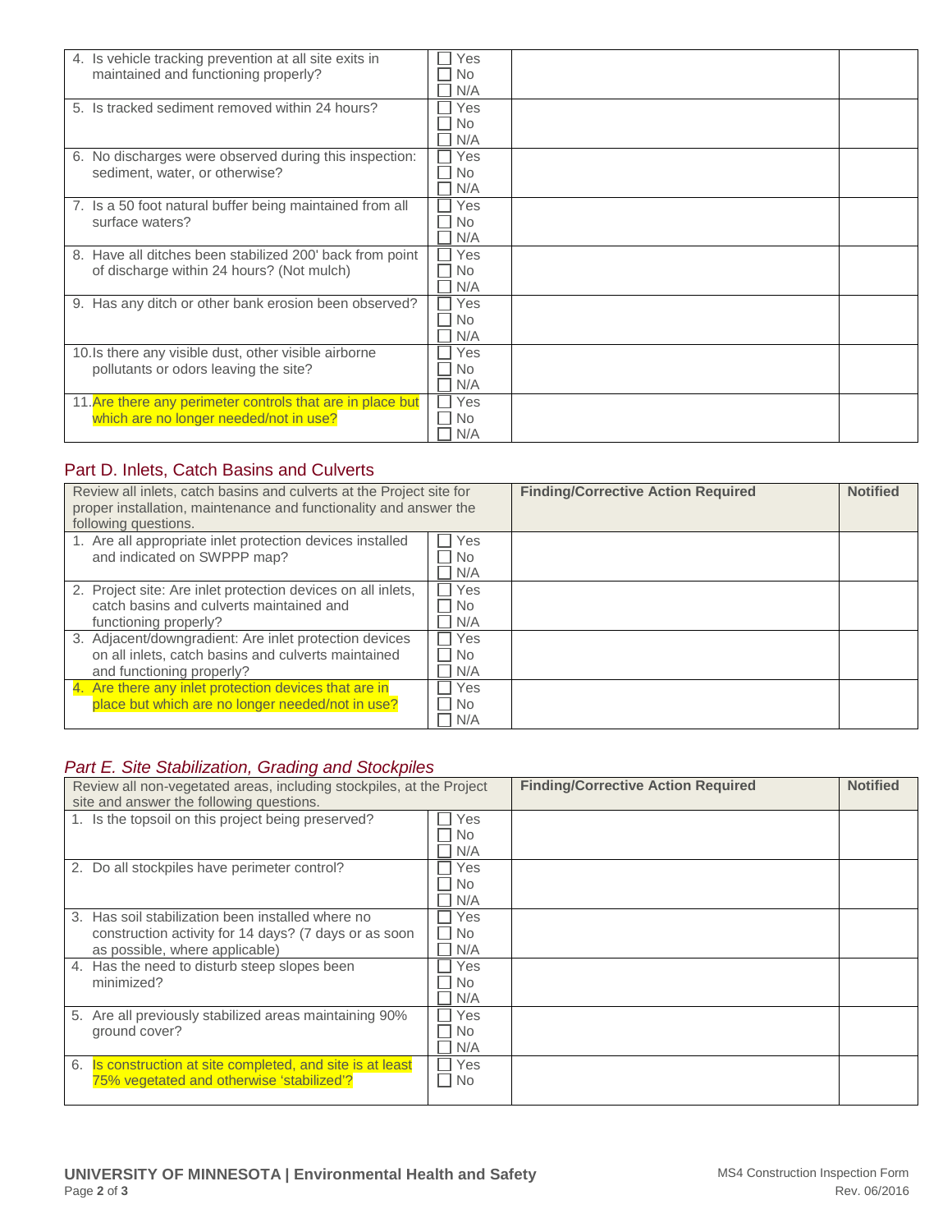| | | | |
|---|---|---|---|
| 4. Is vehicle tracking prevention at all site exits in maintained and functioning properly? | ☐ Yes ☐ No ☐ N/A | | |
| 5. Is tracked sediment removed within 24 hours? | ☐ Yes ☐ No ☐ N/A | | |
| 6. No discharges were observed during this inspection: sediment, water, or otherwise? | ☐ Yes ☐ No ☐ N/A | | |
| 7. Is a 50 foot natural buffer being maintained from all surface waters? | ☐ Yes ☐ No ☐ N/A | | |
| 8. Have all ditches been stabilized 200' back from point of discharge within 24 hours? (Not mulch) | ☐ Yes ☐ No ☐ N/A | | |
| 9. Has any ditch or other bank erosion been observed? | ☐ Yes ☐ No ☐ N/A | | |
| 10. Is there any visible dust, other visible airborne pollutants or odors leaving the site? | ☐ Yes ☐ No ☐ N/A | | |
| 11. Are there any perimeter controls that are in place but which are no longer needed/not in use? | ☐ Yes ☐ No ☐ N/A | | |

## Part D. Inlets, Catch Basins and Culverts

| Review all inlets, catch basins and culverts at the Project site for proper installation, maintenance and functionality and answer the following questions. | | **Finding/Corrective Action Required** | **Notified** |
|---|---|---|---|
| 1. Are all appropriate inlet protection devices installed and indicated on SWPPP map? | ☐ Yes ☐ No ☐ N/A | | |
| 2. Project site: Are inlet protection devices on all inlets, catch basins and culverts maintained and functioning properly? | ☐ Yes ☐ No ☐ N/A | | |
| 3. Adjacent/downgradient: Are inlet protection devices on all inlets, catch basins and culverts maintained and functioning properly? | ☐ Yes ☐ No ☐ N/A | | |
| 4. Are there any inlet protection devices that are in place but which are no longer needed/not in use? | ☐ Yes ☐ No ☐ N/A | | |

## *Part E. Site Stabilization, Grading and Stockpiles*

| Review all non-vegetated areas, including stockpiles, at the Project site and answer the following questions. | | **Finding/Corrective Action Required** | **Notified** |
|---|---|---|---|
| 1. Is the topsoil on this project being preserved? | ☐ Yes ☐ No ☐ N/A | | |
| 2. Do all stockpiles have perimeter control? | ☐ Yes ☐ No ☐ N/A | | |
| 3. Has soil stabilization been installed where no construction activity for 14 days? (7 days or as soon as possible, where applicable) | ☐ Yes ☐ No ☐ N/A | | |
| 4. Has the need to disturb steep slopes been minimized? | ☐ Yes ☐ No ☐ N/A | | |
| 5. Are all previously stabilized areas maintaining 90% ground cover? | ☐ Yes ☐ No ☐ N/A | | |
| 6. Is construction at site completed, and site is at least 75% vegetated and otherwise 'stabilized'? | ☐ Yes ☐ No | | |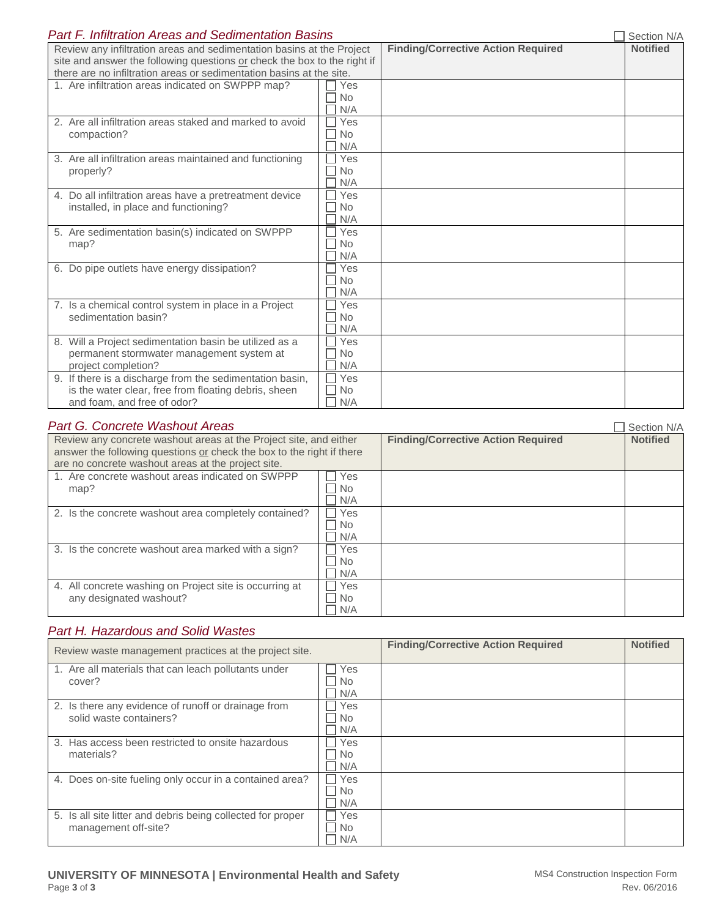## *Part F. Infiltration Areas and Sedimentation Basins*

☐ Section N/A

| Review any infiltration areas and sedimentation basins at the Project site and answer the following questions or check the box to the right if there are no infiltration areas or sedimentation basins at the site. | | Finding/Corrective Action Required | Notified |
|---|---|---|---|
| 1. Are infiltration areas indicated on SWPPP map? | ☐ Yes ☐ No ☐ N/A | | |
| 2. Are all infiltration areas staked and marked to avoid compaction? | ☐ Yes ☐ No ☐ N/A | | |
| 3. Are all infiltration areas maintained and functioning properly? | ☐ Yes ☐ No ☐ N/A | | |
| 4. Do all infiltration areas have a pretreatment device installed, in place and functioning? | ☐ Yes ☐ No ☐ N/A | | |
| 5. Are sedimentation basin(s) indicated on SWPPP map? | ☐ Yes ☐ No ☐ N/A | | |
| 6. Do pipe outlets have energy dissipation? | ☐ Yes ☐ No ☐ N/A | | |
| 7. Is a chemical control system in place in a Project sedimentation basin? | ☐ Yes ☐ No ☐ N/A | | |
| 8. Will a Project sedimentation basin be utilized as a permanent stormwater management system at project completion? | ☐ Yes ☐ No ☐ N/A | | |
| 9. If there is a discharge from the sedimentation basin, is the water clear, free from floating debris, sheen and foam, and free of odor? | ☐ Yes ☐ No ☐ N/A | | |

## *Part G. Concrete Washout Areas*

☐ Section N/A

| Review any concrete washout areas at the Project site, and either answer the following questions or check the box to the right if there are no concrete washout areas at the project site. | | Finding/Corrective Action Required | Notified |
|---|---|---|---|
| 1. Are concrete washout areas indicated on SWPPP map? | ☐ Yes ☐ No ☐ N/A | | |
| 2. Is the concrete washout area completely contained? | ☐ Yes ☐ No ☐ N/A | | |
| 3. Is the concrete washout area marked with a sign? | ☐ Yes ☐ No ☐ N/A | | |
| 4. All concrete washing on Project site is occurring at any designated washout? | ☐ Yes ☐ No ☐ N/A | | |

## *Part H. Hazardous and Solid Wastes*

| Review waste management practices at the project site. | | Finding/Corrective Action Required | Notified |
|---|---|---|---|
| 1. Are all materials that can leach pollutants under cover? | ☐ Yes ☐ No ☐ N/A | | |
| 2. Is there any evidence of runoff or drainage from solid waste containers? | ☐ Yes ☐ No ☐ N/A | | |
| 3. Has access been restricted to onsite hazardous materials? | ☐ Yes ☐ No ☐ N/A | | |
| 4. Does on-site fueling only occur in a contained area? | ☐ Yes ☐ No ☐ N/A | | |
| 5. Is all site litter and debris being collected for proper management off-site? | ☐ Yes ☐ No ☐ N/A | | |